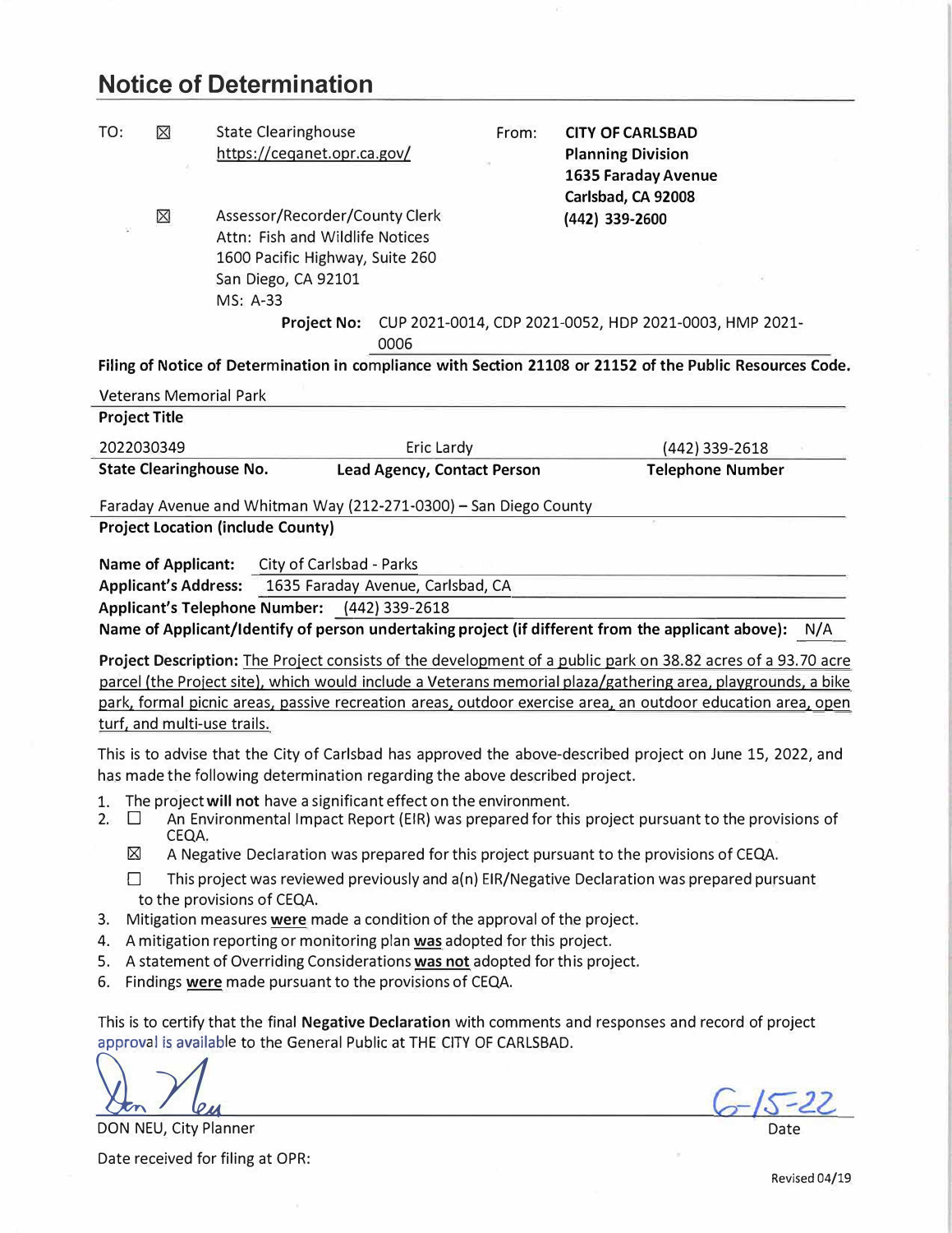# Notice of Document Determination

TO: ☒ State Clearinghouse
https://ceqanet.opr.ca.gov/

☒ Assessor/Recorder/County Clerk
Attn: Fish and Wildlife Notices
1600 Pacific Highway, Suite 260
San Diego, CA 92101
MS: A-33

From: **CITY OF CARLSBAD**
**Planning Division**
**1635 Faraday Avenue**
**Carlsbad, CA 92008**
**(442) 339-2600**

**Project No:** CUP 2021-0014, CDP 2021-0052, HDP 2021-0003, HMP 2021-0006

**Filing of Notice of Determination in compliance with Section 21108 or 21152 of the Public Resources Code.**

Veterans Memorial Park
**Project Title**

| 2022030349 | Eric Lardy | (442) 339-2618 |
|---|---|---|
| **State Clearinghouse No.** | **Lead Agency, Contact Person** | **Telephone Number** |

Faraday Avenue and Whitman Way (212-271-0300) – San Diego County
**Project Location (include County)**

**Name of Applicant:** City of Carlsbad - Parks
**Applicant's Address:** 1635 Faraday Avenue, Carlsbad, CA
**Applicant's Telephone Number:** (442) 339-2618
**Name of Applicant/Identify of person undertaking project (if different from the applicant above):** N/A

**Project Description:** The Project consists of the development of a public park on 38.82 acres of a 93.70 acre parcel (the Project site), which would include a Veterans memorial plaza/gathering area, playgrounds, a bike park, formal picnic areas, passive recreation areas, outdoor exercise area, an outdoor education area, open turf, and multi-use trails.

This is to advise that the City of Carlsbad has approved the above-described project on June 15, 2022, and has made the following determination regarding the above described project.

1. The project **will not** have a significant effect on the environment.
2. ☐ An Environmental Impact Report (EIR) was prepared for this project pursuant to the provisions of CEQA.
   ☒ A Negative Declaration was prepared for this project pursuant to the provisions of CEQA.
   ☐ This project was reviewed previously and a(n) EIR/Negative Declaration was prepared pursuant to the provisions of CEQA.
3. Mitigation measures **were** made a condition of the approval of the project.
4. A mitigation reporting or monitoring plan **was** adopted for this project.
5. A statement of Overriding Considerations **was not** adopted for this project.
6. Findings **were** made pursuant to the provisions of CEQA.

This is to certify that the final **Negative Declaration** with comments and responses and record of project approval is available to the General Public at THE CITY OF CARLSBAD.

DON NEU, City Planner

6-15-22
Date

Date received for filing at OPR:

Revised 04/19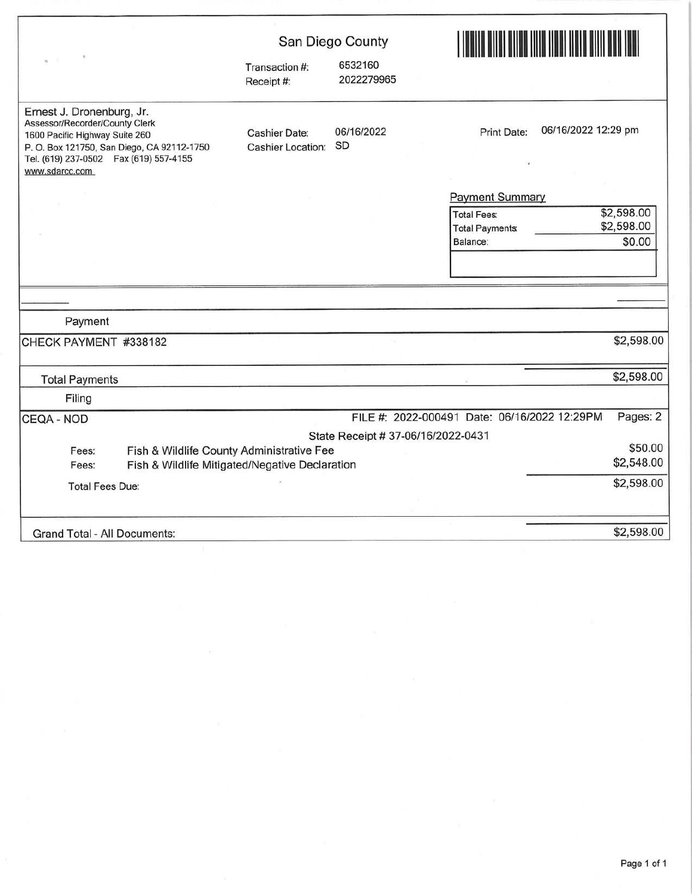San Diego County

Transaction #: 6532160
Receipt #: 2022279965

Ernest J. Dronenburg, Jr.
Assessor/Recorder/County Clerk
1600 Pacific Highway Suite 260
P. O. Box 121750, San Diego, CA 92112-1750
Tel. (619) 237-0502 Fax (619) 557-4155
www.sdarcc.com

Cashier Date: 06/16/2022
Cashier Location: SD

Print Date: 06/16/2022 12:29 pm

**Payment Summary**

| | |
|---|---|
| Total Fees: | $2,598.00 |
| Total Payments: | $2,598.00 |
| Balance: | $0.00 |

**Payment**

| | |
|---|---|
| CHECK PAYMENT #338182 | $2,598.00 |
| Total Payments | $2,598.00 |

**Filing**

CEQA - NOD — FILE #: 2022-000491 Date: 06/16/2022 12:29PM Pages: 2

State Receipt # 37-06/16/2022-0431

| | | |
|---|---|---|
| Fees: | Fish & Wildlife County Administrative Fee | $50.00 |
| Fees: | Fish & Wildlife Mitigated/Negative Declaration | $2,548.00 |
| Total Fees Due: | | $2,598.00 |

Grand Total - All Documents: $2,598.00